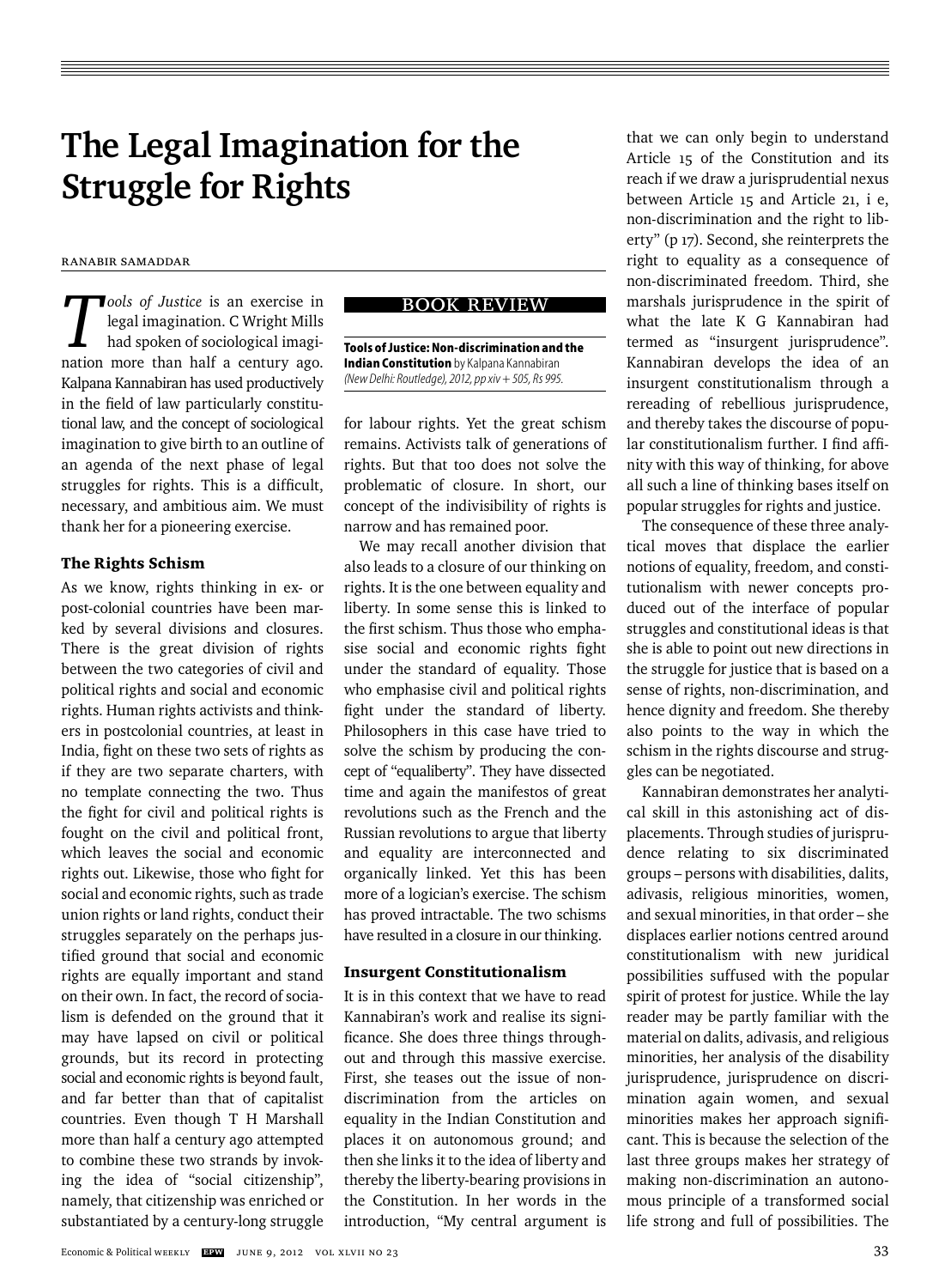# The Legal Imagination for the Struggle for Rights

Ranabir Samaddar

BOOK REVIEW

**Tools of Justice: Non-discrimination and the Indian Constitution** by Kalpana Kannabiran
*(New Delhi: Routledge), 2012, pp xiv + 505, Rs 995.*

*Tools of Justice* is an exercise in legal imagination. C Wright Mills had spoken of sociological imagination more than half a century ago. Kalpana Kannabiran has used productively in the field of law particularly constitutional law, and the concept of sociological imagination to give birth to an outline of an agenda of the next phase of legal struggles for rights. This is a difficult, necessary, and ambitious aim. We must thank her for a pioneering exercise.

### The Rights Schism

As we know, rights thinking in ex- or post-colonial countries have been marked by several divisions and closures. There is the great division of rights between the two categories of civil and political rights and social and economic rights. Human rights activists and thinkers in postcolonial countries, at least in India, fight on these two sets of rights as if they are two separate charters, with no template connecting the two. Thus the fight for civil and political rights is fought on the civil and political front, which leaves the social and economic rights out. Likewise, those who fight for social and economic rights, such as trade union rights or land rights, conduct their struggles separately on the perhaps justified ground that social and economic rights are equally important and stand on their own. In fact, the record of socialism is defended on the ground that it may have lapsed on civil or political grounds, but its record in protecting social and economic rights is beyond fault, and far better than that of capitalist countries. Even though T H Marshall more than half a century ago attempted to combine these two strands by invoking the idea of "social citizenship", namely, that citizenship was enriched or substantiated by a century-long struggle for labour rights. Yet the great schism remains. Activists talk of generations of rights. But that too does not solve the problematic of closure. In short, our concept of the indivisibility of rights is narrow and has remained poor.

We may recall another division that also leads to a closure of our thinking on rights. It is the one between equality and liberty. In some sense this is linked to the first schism. Thus those who emphasise social and economic rights fight under the standard of equality. Those who emphasise civil and political rights fight under the standard of liberty. Philosophers in this case have tried to solve the schism by producing the concept of "equaliberty". They have dissected time and again the manifestos of great revolutions such as the French and the Russian revolutions to argue that liberty and equality are interconnected and organically linked. Yet this has been more of a logician's exercise. The schism has proved intractable. The two schisms have resulted in a closure in our thinking.

### Insurgent Constitutionalism

It is in this context that we have to read Kannabiran's work and realise its significance. She does three things throughout and through this massive exercise. First, she teases out the issue of non-discrimination from the articles on equality in the Indian Constitution and places it on autonomous ground; and then she links it to the idea of liberty and thereby the liberty-bearing provisions in the Constitution. In her words in the introduction, "My central argument is that we can only begin to understand Article 15 of the Constitution and its reach if we draw a jurisprudential nexus between Article 15 and Article 21, i e, non-discrimination and the right to liberty" (p 17). Second, she reinterprets the right to equality as a consequence of non-discriminated freedom. Third, she marshals jurisprudence in the spirit of what the late K G Kannabiran had termed as "insurgent jurisprudence". Kannabiran develops the idea of an insurgent constitutionalism through a rereading of rebellious jurisprudence, and thereby takes the discourse of popular constitutionalism further. I find affinity with this way of thinking, for above all such a line of thinking bases itself on popular struggles for rights and justice.

The consequence of these three analytical moves that displace the earlier notions of equality, freedom, and constitutionalism with newer concepts produced out of the interface of popular struggles and constitutional ideas is that she is able to point out new directions in the struggle for justice that is based on a sense of rights, non-discrimination, and hence dignity and freedom. She thereby also points to the way in which the schism in the rights discourse and struggles can be negotiated.

Kannabiran demonstrates her analytical skill in this astonishing act of displacements. Through studies of jurisprudence relating to six discriminated groups – persons with disabilities, dalits, adivasis, religious minorities, women, and sexual minorities, in that order – she displaces earlier notions centred around constitutionalism with new juridical possibilities suffused with the popular spirit of protest for justice. While the lay reader may be partly familiar with the material on dalits, adivasis, and religious minorities, her analysis of the disability jurisprudence, jurisprudence on discrimination again women, and sexual minorities makes her approach significant. This is because the selection of the last three groups makes her strategy of making non-discrimination an autonomous principle of a transformed social life strong and full of possibilities. The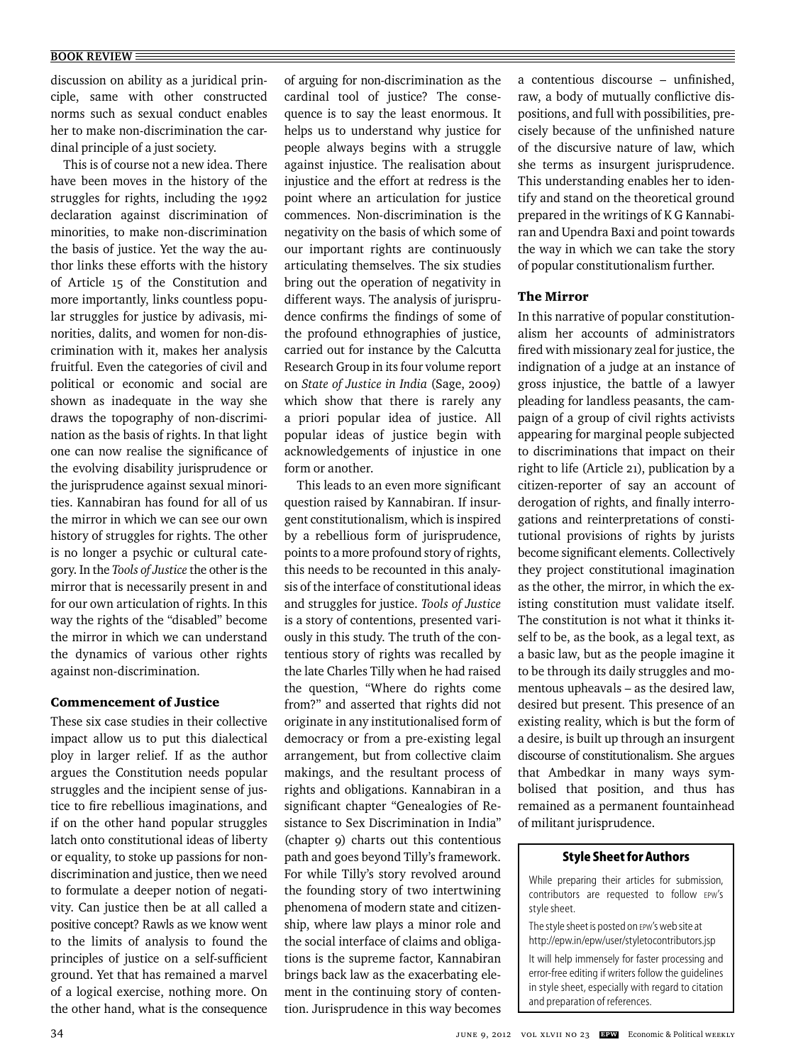discussion on ability as a juridical principle, same with other constructed norms such as sexual conduct enables her to make non-discrimination the cardinal principle of a just society.

This is of course not a new idea. There have been moves in the history of the struggles for rights, including the 1992 declaration against discrimination of minorities, to make non-discrimination the basis of justice. Yet the way the author links these efforts with the history of Article 15 of the Constitution and more importantly, links countless popular struggles for justice by adivasis, minorities, dalits, and women for non-discrimination with it, makes her analysis fruitful. Even the categories of civil and political or economic and social are shown as inadequate in the way she draws the topography of non-discrimination as the basis of rights. In that light one can now realise the significance of the evolving disability jurisprudence or the jurisprudence against sexual minorities. Kannabiran has found for all of us the mirror in which we can see our own history of struggles for rights. The other is no longer a psychic or cultural category. In the *Tools of Justice* the other is the mirror that is necessarily present in and for our own articulation of rights. In this way the rights of the "disabled" become the mirror in which we can understand the dynamics of various other rights against non-discrimination.

## Commencement of Justice

These six case studies in their collective impact allow us to put this dialectical ploy in larger relief. If as the author argues the Constitution needs popular struggles and the incipient sense of justice to fire rebellious imaginations, and if on the other hand popular struggles latch onto constitutional ideas of liberty or equality, to stoke up passions for non-discrimination and justice, then we need to formulate a deeper notion of negativity. Can justice then be at all called a positive concept? Rawls as we know went to the limits of analysis to found the principles of justice on a self-sufficient ground. Yet that has remained a marvel of a logical exercise, nothing more. On the other hand, what is the consequence of arguing for non-discrimination as the cardinal tool of justice? The consequence is to say the least enormous. It helps us to understand why justice for people always begins with a struggle against injustice. The realisation about injustice and the effort at redress is the point where an articulation for justice commences. Non-discrimination is the negativity on the basis of which some of our important rights are continuously articulating themselves. The six studies bring out the operation of negativity in different ways. The analysis of jurisprudence confirms the findings of some of the profound ethnographies of justice, carried out for instance by the Calcutta Research Group in its four volume report on *State of Justice in India* (Sage, 2009) which show that there is rarely any a priori popular idea of justice. All popular ideas of justice begin with acknowledgements of injustice in one form or another.

This leads to an even more significant question raised by Kannabiran. If insurgent constitutionalism, which is inspired by a rebellious form of jurisprudence, points to a more profound story of rights, this needs to be recounted in this analysis of the interface of constitutional ideas and struggles for justice. *Tools of Justice* is a story of contentions, presented variously in this study. The truth of the contentious story of rights was recalled by the late Charles Tilly when he had raised the question, "Where do rights come from?" and asserted that rights did not originate in any institutionalised form of democracy or from a pre-existing legal arrangement, but from collective claim makings, and the resultant process of rights and obligations. Kannabiran in a significant chapter "Genealogies of Resistance to Sex Discrimination in India" (chapter 9) charts out this contentious path and goes beyond Tilly's framework. For while Tilly's story revolved around the founding story of two intertwining phenomena of modern state and citizenship, where law plays a minor role and the social interface of claims and obligations is the supreme factor, Kannabiran brings back law as the exacerbating element in the continuing story of contention. Jurisprudence in this way becomes a contentious discourse – unfinished, raw, a body of mutually conflictive dispositions, and full with possibilities, precisely because of the unfinished nature of the discursive nature of law, which she terms as insurgent jurisprudence. This understanding enables her to identify and stand on the theoretical ground prepared in the writings of K G Kannabiran and Upendra Baxi and point towards the way in which we can take the story of popular constitutionalism further.

## The Mirror

In this narrative of popular constitutionalism her accounts of administrators fired with missionary zeal for justice, the indignation of a judge at an instance of gross injustice, the battle of a lawyer pleading for landless peasants, the campaign of a group of civil rights activists appearing for marginal people subjected to discriminations that impact on their right to life (Article 21), publication by a citizen-reporter of say an account of derogation of rights, and finally interrogations and reinterpretations of constitutional provisions of rights by jurists become significant elements. Collectively they project constitutional imagination as the other, the mirror, in which the existing constitution must validate itself. The constitution is not what it thinks itself to be, as the book, as a legal text, as a basic law, but as the people imagine it to be through its daily struggles and momentous upheavals – as the desired law, desired but present. This presence of an existing reality, which is but the form of a desire, is built up through an insurgent discourse of constitutionalism. She argues that Ambedkar in many ways symbolised that position, and thus has remained as a permanent fountainhead of militant jurisprudence.

**Style Sheet for Authors**

While preparing their articles for submission, contributors are requested to follow EPW's style sheet.

The style sheet is posted on EPW's web site at http://epw.in/epw/user/styletocontributors.jsp

It will help immensely for faster processing and error-free editing if writers follow the guidelines in style sheet, especially with regard to citation and preparation of references.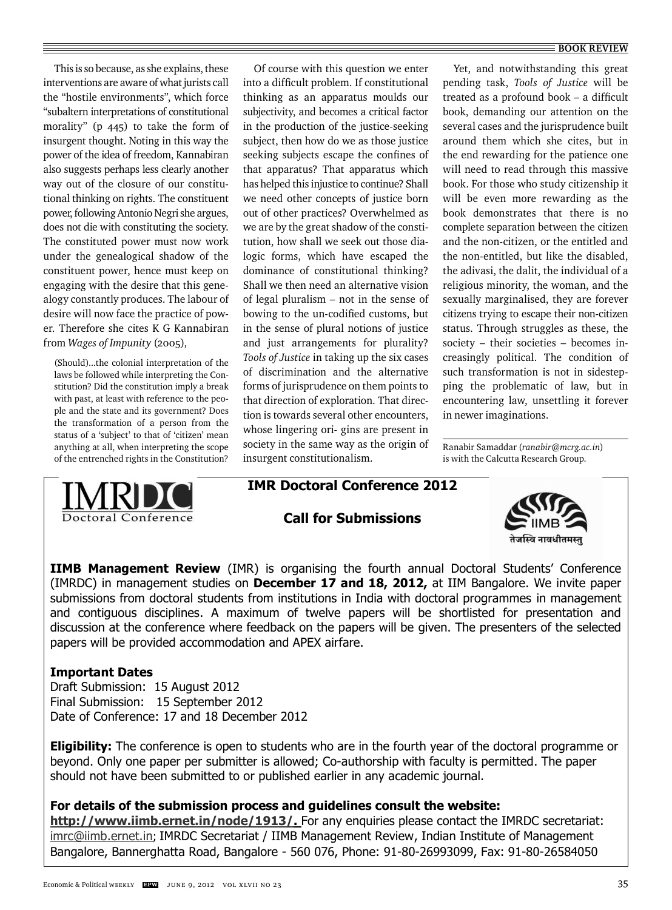This is so because, as she explains, these interventions are aware of what jurists call the "hostile environments", which force "subaltern interpretations of constitutional morality" (p 445) to take the form of insurgent thought. Noting in this way the power of the idea of freedom, Kannabiran also suggests perhaps less clearly another way out of the closure of our constitutional thinking on rights. The constituent power, following Antonio Negri she argues, does not die with constituting the society. The constituted power must now work under the genealogical shadow of the constituent power, hence must keep on engaging with the desire that this genealogy constantly produces. The labour of desire will now face the practice of power. Therefore she cites K G Kannabiran from *Wages of Impunity* (2005),

> (Should)...the colonial interpretation of the laws be followed while interpreting the Constitution? Did the constitution imply a break with past, at least with reference to the people and the state and its government? Does the transformation of a person from the status of a 'subject' to that of 'citizen' mean anything at all, when interpreting the scope of the entrenched rights in the Constitution?

Of course with this question we enter into a difficult problem. If constitutional thinking as an apparatus moulds our subjectivity, and becomes a critical factor in the production of the justice-seeking subject, then how do we as those justice seeking subjects escape the confines of that apparatus? That apparatus which has helped this injustice to continue? Shall we need other concepts of justice born out of other practices? Overwhelmed as we are by the great shadow of the constitution, how shall we seek out those dialogic forms, which have escaped the dominance of constitutional thinking? Shall we then need an alternative vision of legal pluralism – not in the sense of bowing to the un-codified customs, but in the sense of plural notions of justice and just arrangements for plurality? *Tools of Justice* in taking up the six cases of discrimination and the alternative forms of jurisprudence on them points to that direction of exploration. That direction is towards several other encounters, whose lingering ori- gins are present in society in the same way as the origin of insurgent constitutionalism.

Yet, and notwithstanding this great pending task, *Tools of Justice* will be treated as a profound book – a difficult book, demanding our attention on the several cases and the jurisprudence built around them which she cites, but in the end rewarding for the patience one will need to read through this massive book. For those who study citizenship it will be even more rewarding as the book demonstrates that there is no complete separation between the citizen and the non-citizen, or the entitled and the non-entitled, but like the disabled, the adivasi, the dalit, the individual of a religious minority, the woman, and the sexually marginalised, they are forever citizens trying to escape their non-citizen status. Through struggles as these, the society – their societies – becomes increasingly political. The condition of such transformation is not in sidestepping the problematic of law, but in encountering law, unsettling it forever in newer imaginations.

Ranabir Samaddar (*ranabir@mcrg.ac.in*) is with the Calcutta Research Group.

---

IMRDC Doctoral Conference

## IMR Doctoral Conference 2012

### Call for Submissions

IIMB

तेजस्वि नावधीतमस्तु

**IIMB Management Review** (IMR) is organising the fourth annual Doctoral Students' Conference (IMRDC) in management studies on **December 17 and 18, 2012,** at IIM Bangalore. We invite paper submissions from doctoral students from institutions in India with doctoral programmes in management and contiguous disciplines. A maximum of twelve papers will be shortlisted for presentation and discussion at the conference where feedback on the papers will be given. The presenters of the selected papers will be provided accommodation and APEX airfare.

**Important Dates**

Draft Submission: 15 August 2012
Final Submission: 15 September 2012
Date of Conference: 17 and 18 December 2012

**Eligibility:** The conference is open to students who are in the fourth year of the doctoral programme or beyond. Only one paper per submitter is allowed; Co-authorship with faculty is permitted. The paper should not have been submitted to or published earlier in any academic journal.

**For details of the submission process and guidelines consult the website:**
**http://www.iimb.ernet.in/node/1913/.** For any enquiries please contact the IMRDC secretariat: imrc@iimb.ernet.in; IMRDC Secretariat / IIMB Management Review, Indian Institute of Management Bangalore, Bannerghatta Road, Bangalore - 560 076, Phone: 91-80-26993099, Fax: 91-80-26584050